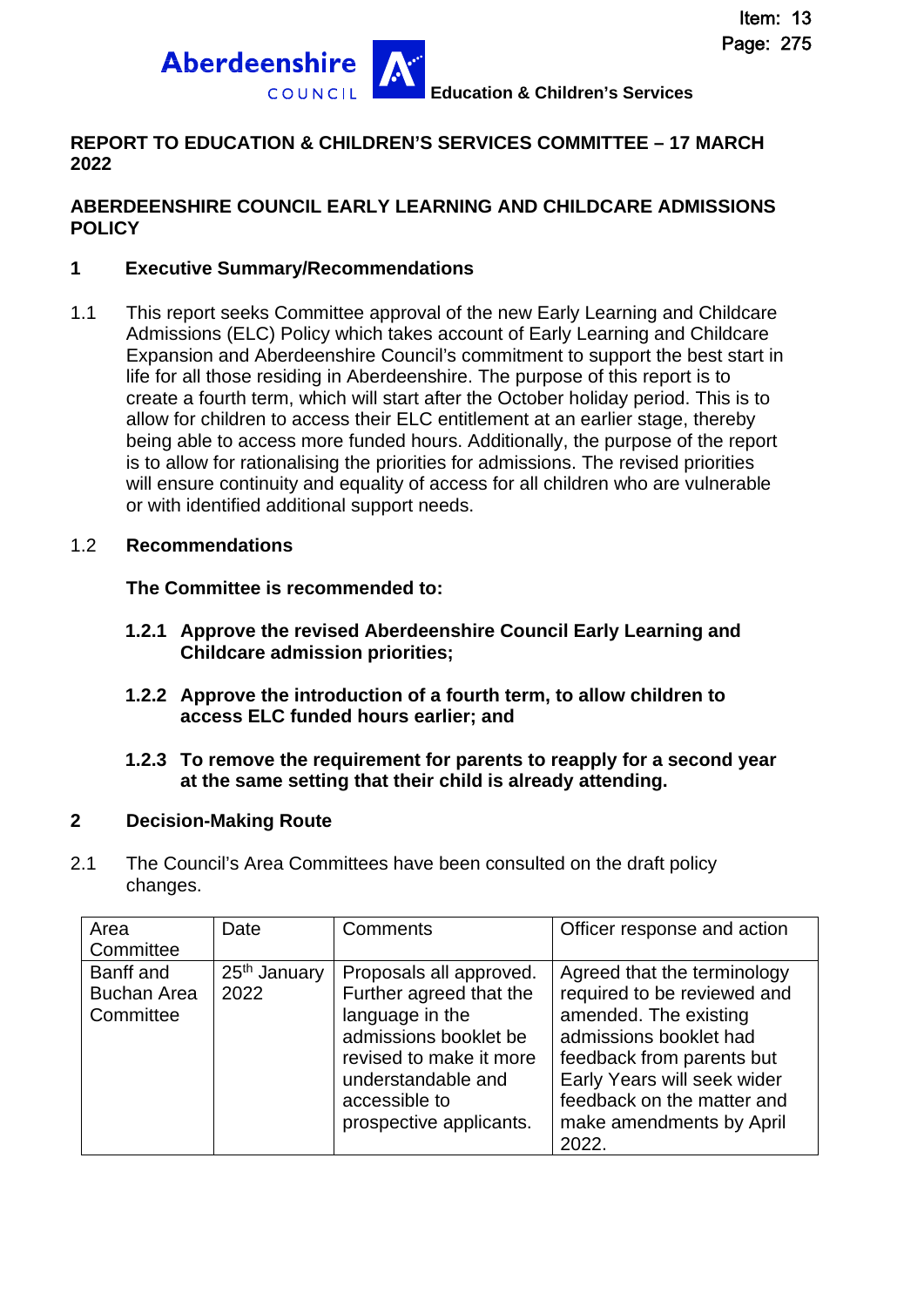Item: 13
Page: 275

Aberdeenshire COUNCIL **Education & Children's Services**

**REPORT TO EDUCATION & CHILDREN'S SERVICES COMMITTEE – 17 MARCH 2022**

**ABERDEENSHIRE COUNCIL EARLY LEARNING AND CHILDCARE ADMISSIONS POLICY**

## 1 Executive Summary/Recommendations

1.1 This report seeks Committee approval of the new Early Learning and Childcare Admissions (ELC) Policy which takes account of Early Learning and Childcare Expansion and Aberdeenshire Council's commitment to support the best start in life for all those residing in Aberdeenshire. The purpose of this report is to create a fourth term, which will start after the October holiday period. This is to allow for children to access their ELC entitlement at an earlier stage, thereby being able to access more funded hours. Additionally, the purpose of the report is to allow for rationalising the priorities for admissions. The revised priorities will ensure continuity and equality of access for all children who are vulnerable or with identified additional support needs.

1.2 **Recommendations**

**The Committee is recommended to:**

**1.2.1 Approve the revised Aberdeenshire Council Early Learning and Childcare admission priorities;**

**1.2.2 Approve the introduction of a fourth term, to allow children to access ELC funded hours earlier; and**

**1.2.3 To remove the requirement for parents to reapply for a second year at the same setting that their child is already attending.**

## 2 Decision-Making Route

2.1 The Council's Area Committees have been consulted on the draft policy changes.

| Area Committee | Date | Comments | Officer response and action |
|---|---|---|---|
| Banff and Buchan Area Committee | 25th January 2022 | Proposals all approved. Further agreed that the language in the admissions booklet be revised to make it more understandable and accessible to prospective applicants. | Agreed that the terminology required to be reviewed and amended. The existing admissions booklet had feedback from parents but Early Years will seek wider feedback on the matter and make amendments by April 2022. |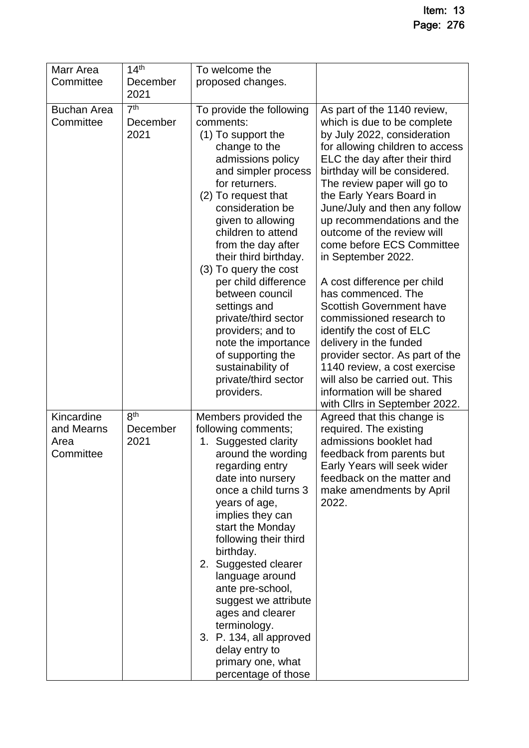| Marr Area Committee | 14th December 2021 | To welcome the proposed changes. | |
| --- | --- | --- | --- |
| Buchan Area Committee | 7th December 2021 | To provide the following comments:<br>(1) To support the change to the admissions policy and simpler process for returners.<br>(2) To request that consideration be given to allowing children to attend from the day after their third birthday.<br>(3) To query the cost per child difference between council settings and private/third sector providers; and to note the importance of supporting the sustainability of private/third sector providers. | As part of the 1140 review, which is due to be complete by July 2022, consideration for allowing children to access ELC the day after their third birthday will be considered. The review paper will go to the Early Years Board in June/July and then any follow up recommendations and the outcome of the review will come before ECS Committee in September 2022.<br><br>A cost difference per child has commenced. The Scottish Government have commissioned research to identify the cost of ELC delivery in the funded provider sector. As part of the 1140 review, a cost exercise will also be carried out. This information will be shared with Cllrs in September 2022. |
| Kincardine and Mearns Area Committee | 8th December 2021 | Members provided the following comments;<br>1. Suggested clarity around the wording regarding entry date into nursery once a child turns 3 years of age, implies they can start the Monday following their third birthday.<br>2. Suggested clearer language around ante pre-school, suggest we attribute ages and clearer terminology.<br>3. P. 134, all approved delay entry to primary one, what percentage of those | Agreed that this change is required. The existing admissions booklet had feedback from parents but Early Years will seek wider feedback on the matter and make amendments by April 2022. |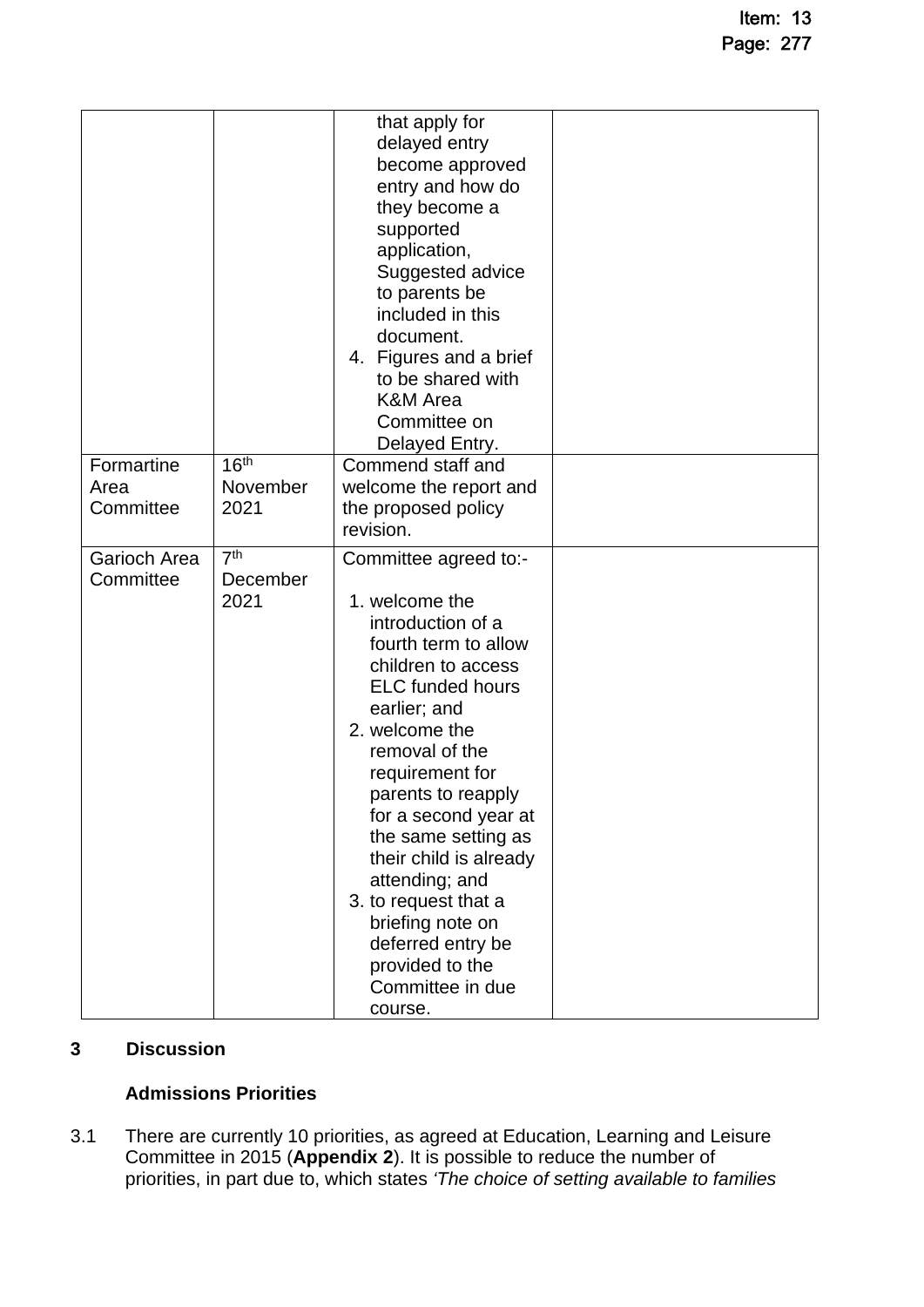| | | | |
|---|---|---|---|
| | | that apply for delayed entry become approved entry and how do they become a supported application, Suggested advice to parents be included in this document.<br>4. Figures and a brief to be shared with K&M Area Committee on Delayed Entry. | |
| Formartine Area Committee | 16th November 2021 | Commend staff and welcome the report and the proposed policy revision. | |
| Garioch Area Committee | 7th December 2021 | Committee agreed to:-<br>1. welcome the introduction of a fourth term to allow children to access ELC funded hours earlier; and<br>2. welcome the removal of the requirement for parents to reapply for a second year at the same setting as their child is already attending; and<br>3. to request that a briefing note on deferred entry be provided to the Committee in due course. | |

## 3 Discussion

### Admissions Priorities

3.1 There are currently 10 priorities, as agreed at Education, Learning and Leisure Committee in 2015 (**Appendix 2**). It is possible to reduce the number of priorities, in part due to, which states *'The choice of setting available to families*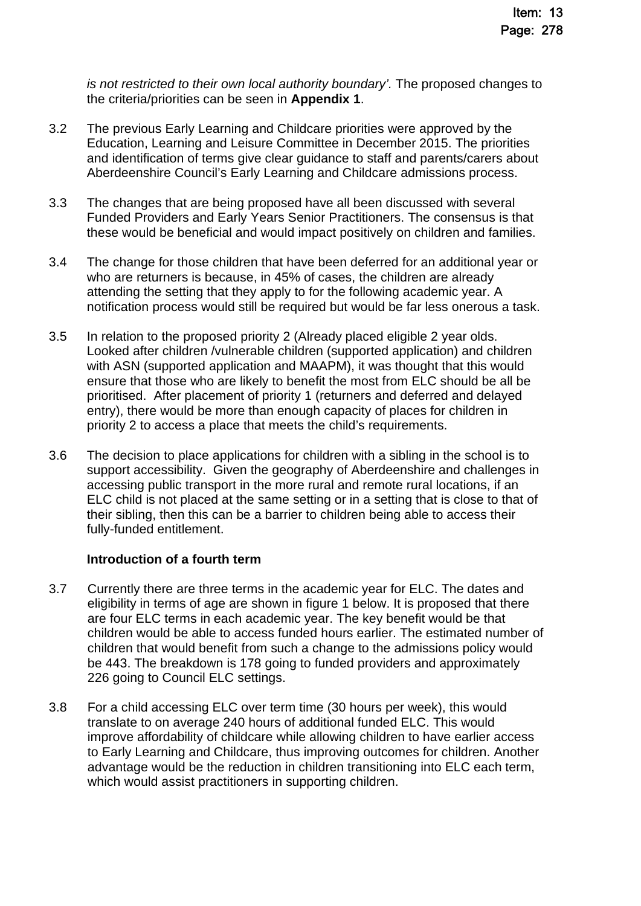*is not restricted to their own local authority boundary'.* The proposed changes to the criteria/priorities can be seen in **Appendix 1**.

3.2 The previous Early Learning and Childcare priorities were approved by the Education, Learning and Leisure Committee in December 2015. The priorities and identification of terms give clear guidance to staff and parents/carers about Aberdeenshire Council's Early Learning and Childcare admissions process.

3.3 The changes that are being proposed have all been discussed with several Funded Providers and Early Years Senior Practitioners. The consensus is that these would be beneficial and would impact positively on children and families.

3.4 The change for those children that have been deferred for an additional year or who are returners is because, in 45% of cases, the children are already attending the setting that they apply to for the following academic year. A notification process would still be required but would be far less onerous a task.

3.5 In relation to the proposed priority 2 (Already placed eligible 2 year olds. Looked after children /vulnerable children (supported application) and children with ASN (supported application and MAAPM), it was thought that this would ensure that those who are likely to benefit the most from ELC should be all be prioritised. After placement of priority 1 (returners and deferred and delayed entry), there would be more than enough capacity of places for children in priority 2 to access a place that meets the child's requirements.

3.6 The decision to place applications for children with a sibling in the school is to support accessibility. Given the geography of Aberdeenshire and challenges in accessing public transport in the more rural and remote rural locations, if an ELC child is not placed at the same setting or in a setting that is close to that of their sibling, then this can be a barrier to children being able to access their fully-funded entitlement.

**Introduction of a fourth term**

3.7 Currently there are three terms in the academic year for ELC. The dates and eligibility in terms of age are shown in figure 1 below. It is proposed that there are four ELC terms in each academic year. The key benefit would be that children would be able to access funded hours earlier. The estimated number of children that would benefit from such a change to the admissions policy would be 443. The breakdown is 178 going to funded providers and approximately 226 going to Council ELC settings.

3.8 For a child accessing ELC over term time (30 hours per week), this would translate to on average 240 hours of additional funded ELC. This would improve affordability of childcare while allowing children to have earlier access to Early Learning and Childcare, thus improving outcomes for children. Another advantage would be the reduction in children transitioning into ELC each term, which would assist practitioners in supporting children.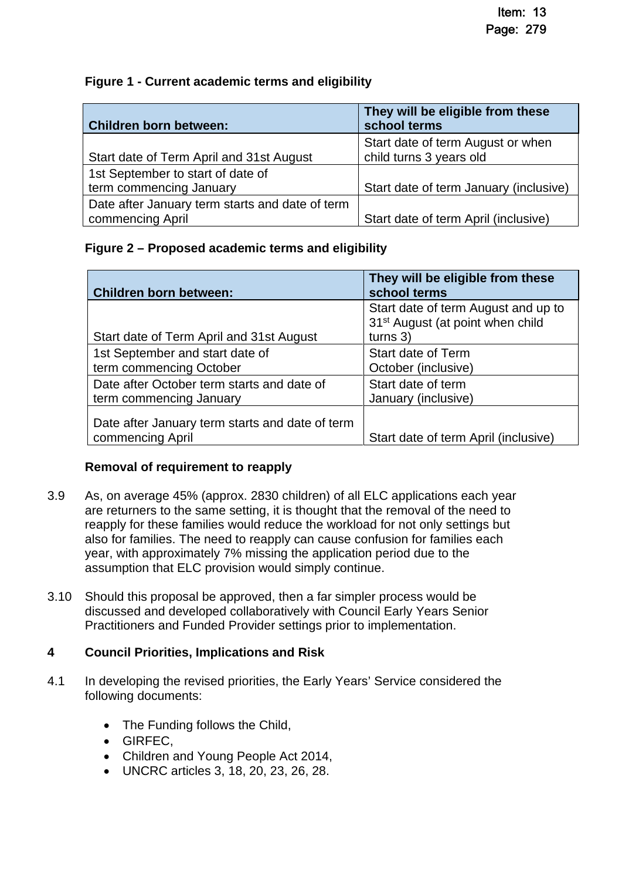**Figure 1 - Current academic terms and eligibility**

| Children born between: | They will be eligible from these school terms |
|---|---|
| Start date of Term April and 31st August | Start date of term August or when child turns 3 years old |
| 1st September to start of date of term commencing January | Start date of term January (inclusive) |
| Date after January term starts and date of term commencing April | Start date of term April (inclusive) |

**Figure 2 – Proposed academic terms and eligibility**

| Children born between: | They will be eligible from these school terms |
|---|---|
| Start date of Term April and 31st August | Start date of term August and up to 31st August (at point when child turns 3) |
| 1st September and start date of term commencing October | Start date of Term October (inclusive) |
| Date after October term starts and date of term commencing January | Start date of term January (inclusive) |
| Date after January term starts and date of term commencing April | Start date of term April (inclusive) |

**Removal of requirement to reapply**

3.9 As, on average 45% (approx. 2830 children) of all ELC applications each year are returners to the same setting, it is thought that the removal of the need to reapply for these families would reduce the workload for not only settings but also for families. The need to reapply can cause confusion for families each year, with approximately 7% missing the application period due to the assumption that ELC provision would simply continue.

3.10 Should this proposal be approved, then a far simpler process would be discussed and developed collaboratively with Council Early Years Senior Practitioners and Funded Provider settings prior to implementation.

## 4 Council Priorities, Implications and Risk

4.1 In developing the revised priorities, the Early Years' Service considered the following documents:

- The Funding follows the Child,
- GIRFEC,
- Children and Young People Act 2014,
- UNCRC articles 3, 18, 20, 23, 26, 28.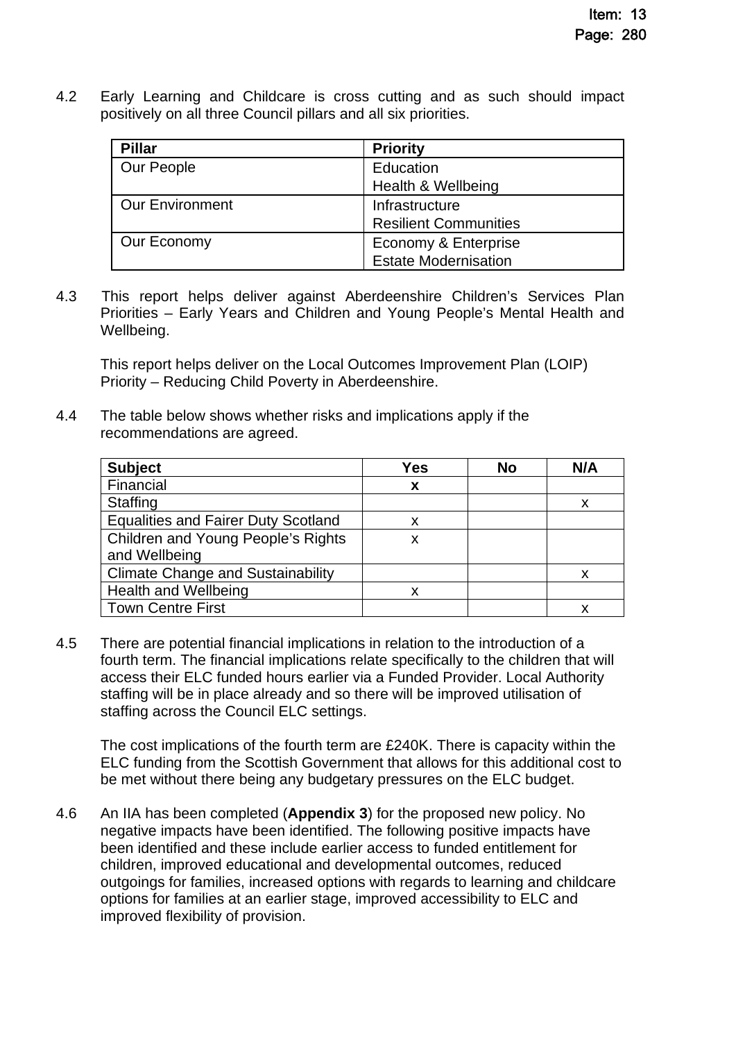4.2 Early Learning and Childcare is cross cutting and as such should impact positively on all three Council pillars and all six priorities.

| Pillar | Priority |
| --- | --- |
| Our People | Education<br>Health & Wellbeing |
| Our Environment | Infrastructure<br>Resilient Communities |
| Our Economy | Economy & Enterprise<br>Estate Modernisation |

4.3 This report helps deliver against Aberdeenshire Children's Services Plan Priorities – Early Years and Children and Young People's Mental Health and Wellbeing.

This report helps deliver on the Local Outcomes Improvement Plan (LOIP) Priority – Reducing Child Poverty in Aberdeenshire.

4.4 The table below shows whether risks and implications apply if the recommendations are agreed.

| Subject | Yes | No | N/A |
| --- | --- | --- | --- |
| Financial | **x** | | |
| Staffing | | | x |
| Equalities and Fairer Duty Scotland | x | | |
| Children and Young People's Rights and Wellbeing | x | | |
| Climate Change and Sustainability | | | x |
| Health and Wellbeing | x | | |
| Town Centre First | | | x |

4.5 There are potential financial implications in relation to the introduction of a fourth term. The financial implications relate specifically to the children that will access their ELC funded hours earlier via a Funded Provider. Local Authority staffing will be in place already and so there will be improved utilisation of staffing across the Council ELC settings.

The cost implications of the fourth term are £240K. There is capacity within the ELC funding from the Scottish Government that allows for this additional cost to be met without there being any budgetary pressures on the ELC budget.

4.6 An IIA has been completed (**Appendix 3**) for the proposed new policy. No negative impacts have been identified. The following positive impacts have been identified and these include earlier access to funded entitlement for children, improved educational and developmental outcomes, reduced outgoings for families, increased options with regards to learning and childcare options for families at an earlier stage, improved accessibility to ELC and improved flexibility of provision.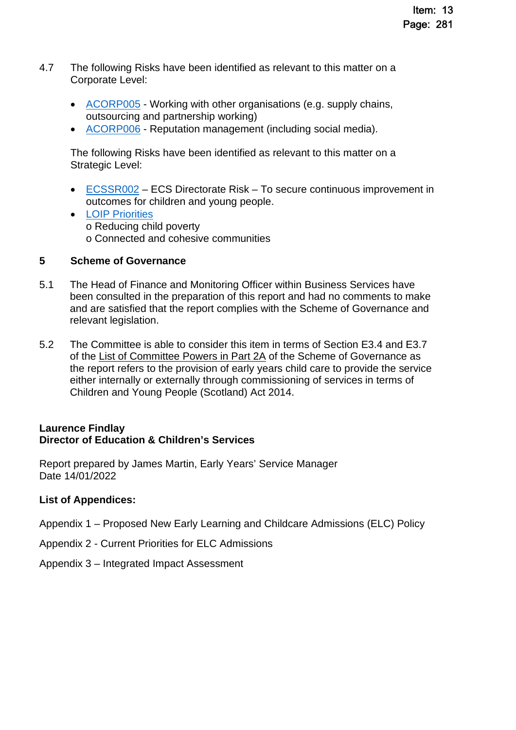4.7 The following Risks have been identified as relevant to this matter on a Corporate Level:

- ACORP005 - Working with other organisations (e.g. supply chains, outsourcing and partnership working)
- ACORP006 - Reputation management (including social media).

The following Risks have been identified as relevant to this matter on a Strategic Level:

- ECSSR002 – ECS Directorate Risk – To secure continuous improvement in outcomes for children and young people.
- LOIP Priorities
  o Reducing child poverty
  o Connected and cohesive communities

## 5 Scheme of Governance

5.1 The Head of Finance and Monitoring Officer within Business Services have been consulted in the preparation of this report and had no comments to make and are satisfied that the report complies with the Scheme of Governance and relevant legislation.

5.2 The Committee is able to consider this item in terms of Section E3.4 and E3.7 of the List of Committee Powers in Part 2A of the Scheme of Governance as the report refers to the provision of early years child care to provide the service either internally or externally through commissioning of services in terms of Children and Young People (Scotland) Act 2014.

**Laurence Findlay**
**Director of Education & Children's Services**

Report prepared by James Martin, Early Years' Service Manager
Date 14/01/2022

**List of Appendices:**

Appendix 1 – Proposed New Early Learning and Childcare Admissions (ELC) Policy

Appendix 2 - Current Priorities for ELC Admissions

Appendix 3 – Integrated Impact Assessment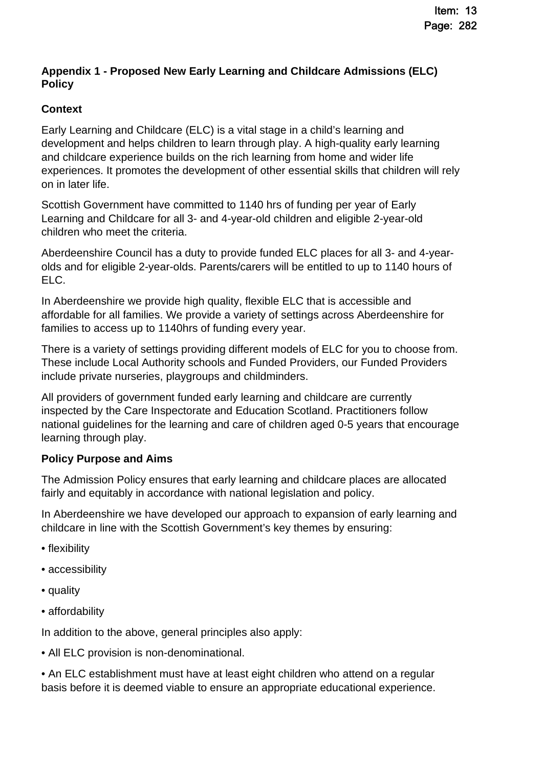**Appendix 1 - Proposed New Early Learning and Childcare Admissions (ELC) Policy**

**Context**

Early Learning and Childcare (ELC) is a vital stage in a child's learning and development and helps children to learn through play. A high-quality early learning and childcare experience builds on the rich learning from home and wider life experiences. It promotes the development of other essential skills that children will rely on in later life.

Scottish Government have committed to 1140 hrs of funding per year of Early Learning and Childcare for all 3- and 4-year-old children and eligible 2-year-old children who meet the criteria.

Aberdeenshire Council has a duty to provide funded ELC places for all 3- and 4-year-olds and for eligible 2-year-olds. Parents/carers will be entitled to up to 1140 hours of ELC.

In Aberdeenshire we provide high quality, flexible ELC that is accessible and affordable for all families. We provide a variety of settings across Aberdeenshire for families to access up to 1140hrs of funding every year.

There is a variety of settings providing different models of ELC for you to choose from. These include Local Authority schools and Funded Providers, our Funded Providers include private nurseries, playgroups and childminders.

All providers of government funded early learning and childcare are currently inspected by the Care Inspectorate and Education Scotland. Practitioners follow national guidelines for the learning and care of children aged 0-5 years that encourage learning through play.

**Policy Purpose and Aims**

The Admission Policy ensures that early learning and childcare places are allocated fairly and equitably in accordance with national legislation and policy.

In Aberdeenshire we have developed our approach to expansion of early learning and childcare in line with the Scottish Government's key themes by ensuring:

- flexibility
- accessibility
- quality
- affordability

In addition to the above, general principles also apply:

- All ELC provision is non-denominational.
- An ELC establishment must have at least eight children who attend on a regular basis before it is deemed viable to ensure an appropriate educational experience.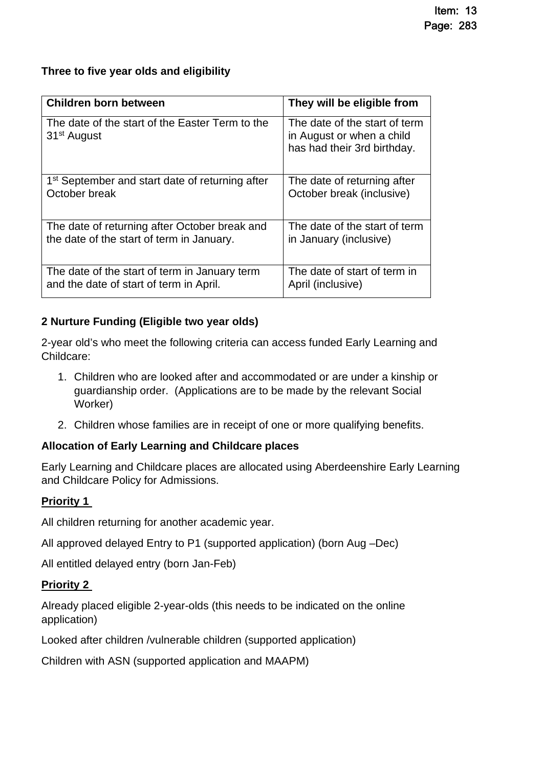**Three to five year olds and eligibility**

| Children born between | They will be eligible from |
| --- | --- |
| The date of the start of the Easter Term to the 31st August | The date of the start of term in August or when a child has had their 3rd birthday. |
| 1st September and start date of returning after October break | The date of returning after October break (inclusive) |
| The date of returning after October break and the date of the start of term in January. | The date of the start of term in January (inclusive) |
| The date of the start of term in January term and the date of start of term in April. | The date of start of term in April (inclusive) |

**2 Nurture Funding (Eligible two year olds)**

2-year old's who meet the following criteria can access funded Early Learning and Childcare:

1. Children who are looked after and accommodated or are under a kinship or guardianship order. (Applications are to be made by the relevant Social Worker)
2. Children whose families are in receipt of one or more qualifying benefits.

**Allocation of Early Learning and Childcare places**

Early Learning and Childcare places are allocated using Aberdeenshire Early Learning and Childcare Policy for Admissions.

**Priority 1**

All children returning for another academic year.

All approved delayed Entry to P1 (supported application) (born Aug –Dec)

All entitled delayed entry (born Jan-Feb)

**Priority 2**

Already placed eligible 2-year-olds (this needs to be indicated on the online application)

Looked after children /vulnerable children (supported application)

Children with ASN (supported application and MAAPM)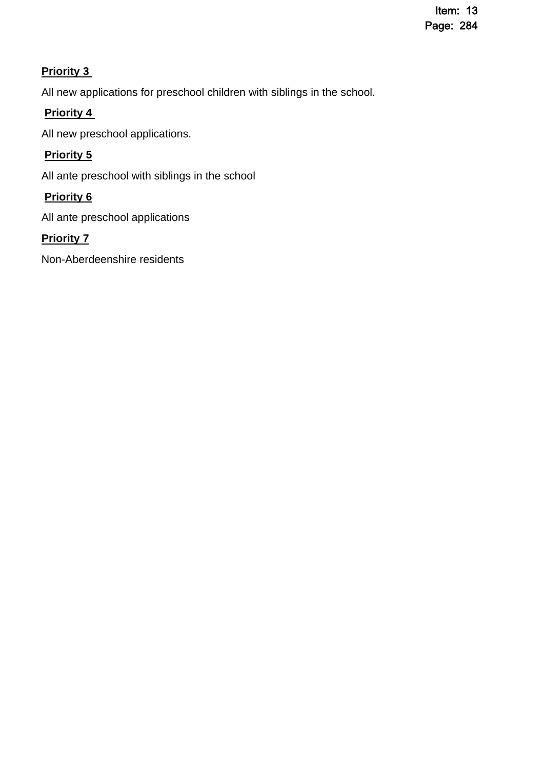**Priority 3**

All new applications for preschool children with siblings in the school.

**Priority 4**

All new preschool applications.

**Priority 5**

All ante preschool with siblings in the school

**Priority 6**

All ante preschool applications

**Priority 7**

Non-Aberdeenshire residents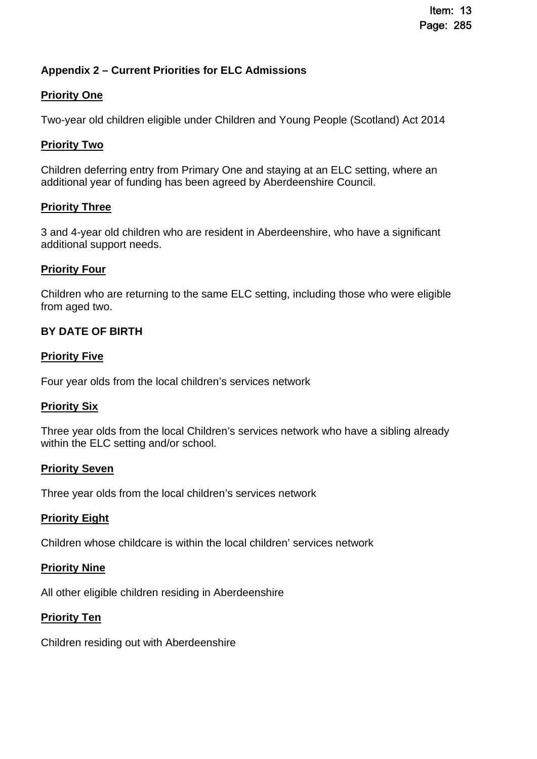## Appendix 2 – Current Priorities for ELC Admissions

### Priority One

Two-year old children eligible under Children and Young People (Scotland) Act 2014

### Priority Two

Children deferring entry from Primary One and staying at an ELC setting, where an additional year of funding has been agreed by Aberdeenshire Council.

### Priority Three

3 and 4-year old children who are resident in Aberdeenshire, who have a significant additional support needs.

### Priority Four

Children who are returning to the same ELC setting, including those who were eligible from aged two.

**BY DATE OF BIRTH**

### Priority Five

Four year olds from the local children's services network

### Priority Six

Three year olds from the local Children's services network who have a sibling already within the ELC setting and/or school.

### Priority Seven

Three year olds from the local children's services network

### Priority Eight

Children whose childcare is within the local children' services network

### Priority Nine

All other eligible children residing in Aberdeenshire

### Priority Ten

Children residing out with Aberdeenshire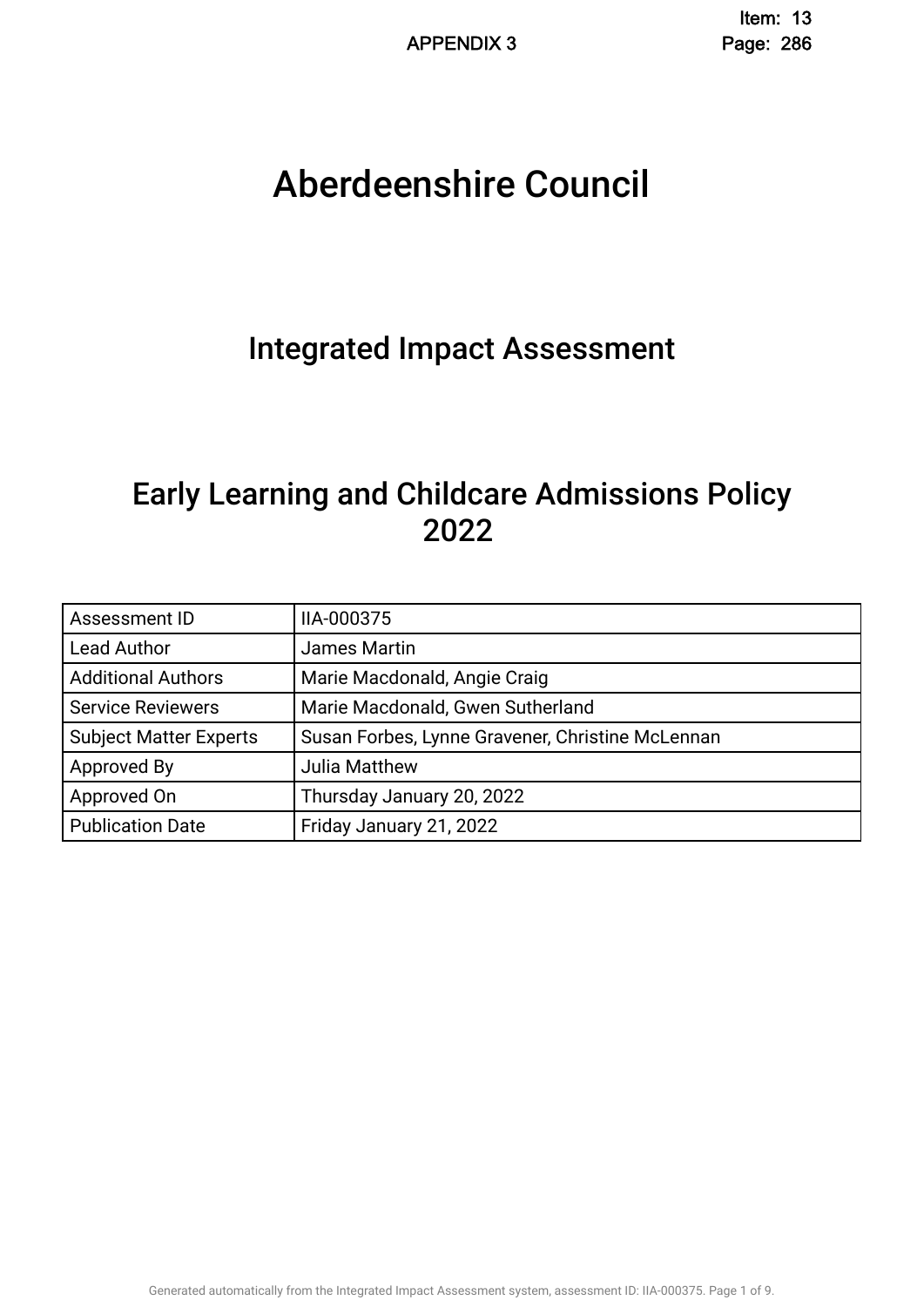# Aberdeenshire Council

## Integrated Impact Assessment

## Early Learning and Childcare Admissions Policy 2022

| Assessment ID | IIA-000375 |
|---|---|
| Lead Author | James Martin |
| Additional Authors | Marie Macdonald, Angie Craig |
| Service Reviewers | Marie Macdonald, Gwen Sutherland |
| Subject Matter Experts | Susan Forbes, Lynne Gravener, Christine McLennan |
| Approved By | Julia Matthew |
| Approved On | Thursday January 20, 2022 |
| Publication Date | Friday January 21, 2022 |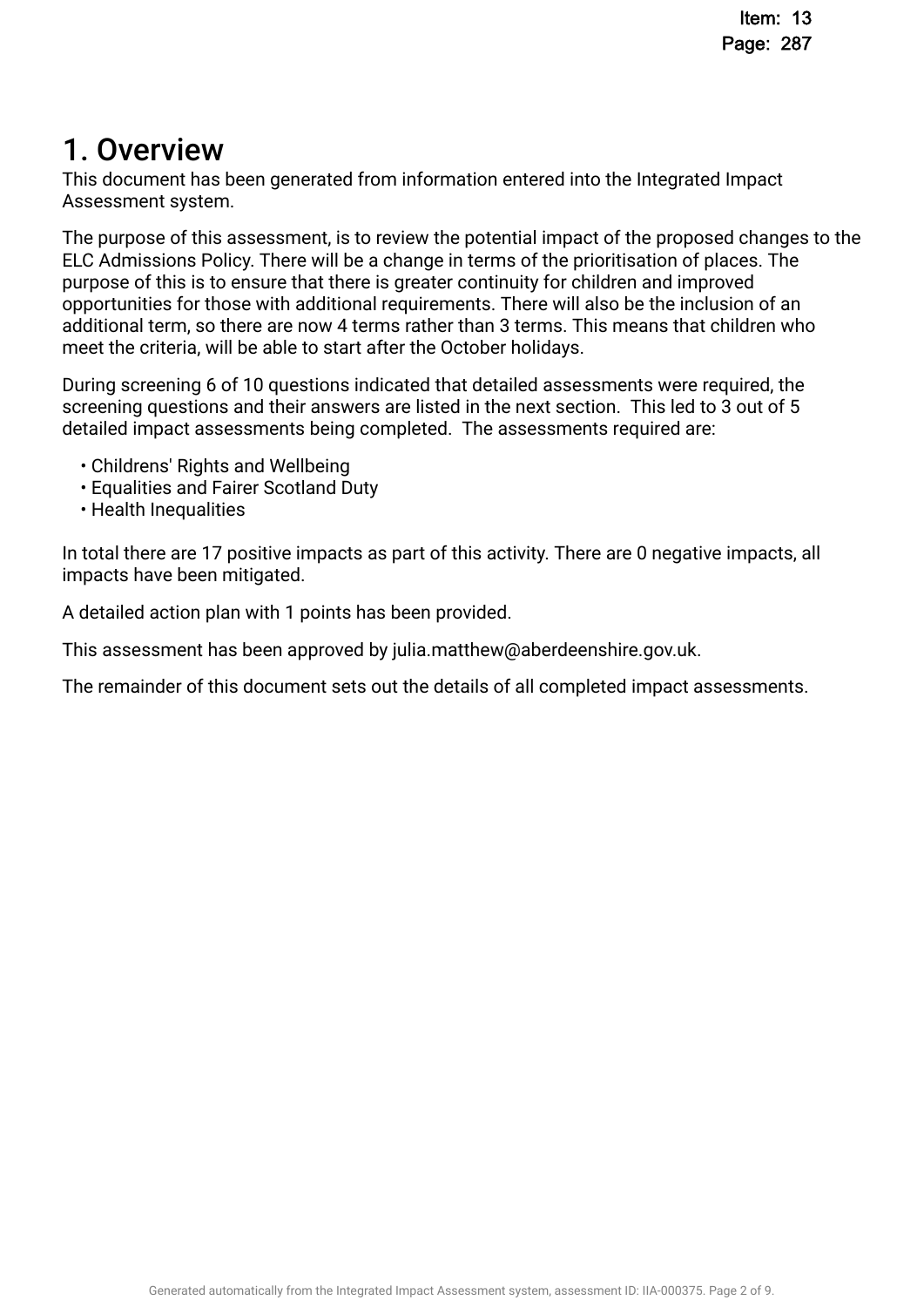# 1. Overview

This document has been generated from information entered into the Integrated Impact Assessment system.

The purpose of this assessment, is to review the potential impact of the proposed changes to the ELC Admissions Policy. There will be a change in terms of the prioritisation of places. The purpose of this is to ensure that there is greater continuity for children and improved opportunities for those with additional requirements. There will also be the inclusion of an additional term, so there are now 4 terms rather than 3 terms. This means that children who meet the criteria, will be able to start after the October holidays.

During screening 6 of 10 questions indicated that detailed assessments were required, the screening questions and their answers are listed in the next section. This led to 3 out of 5 detailed impact assessments being completed. The assessments required are:

- Childrens' Rights and Wellbeing
- Equalities and Fairer Scotland Duty
- Health Inequalities

In total there are 17 positive impacts as part of this activity. There are 0 negative impacts, all impacts have been mitigated.

A detailed action plan with 1 points has been provided.

This assessment has been approved by julia.matthew@aberdeenshire.gov.uk.

The remainder of this document sets out the details of all completed impact assessments.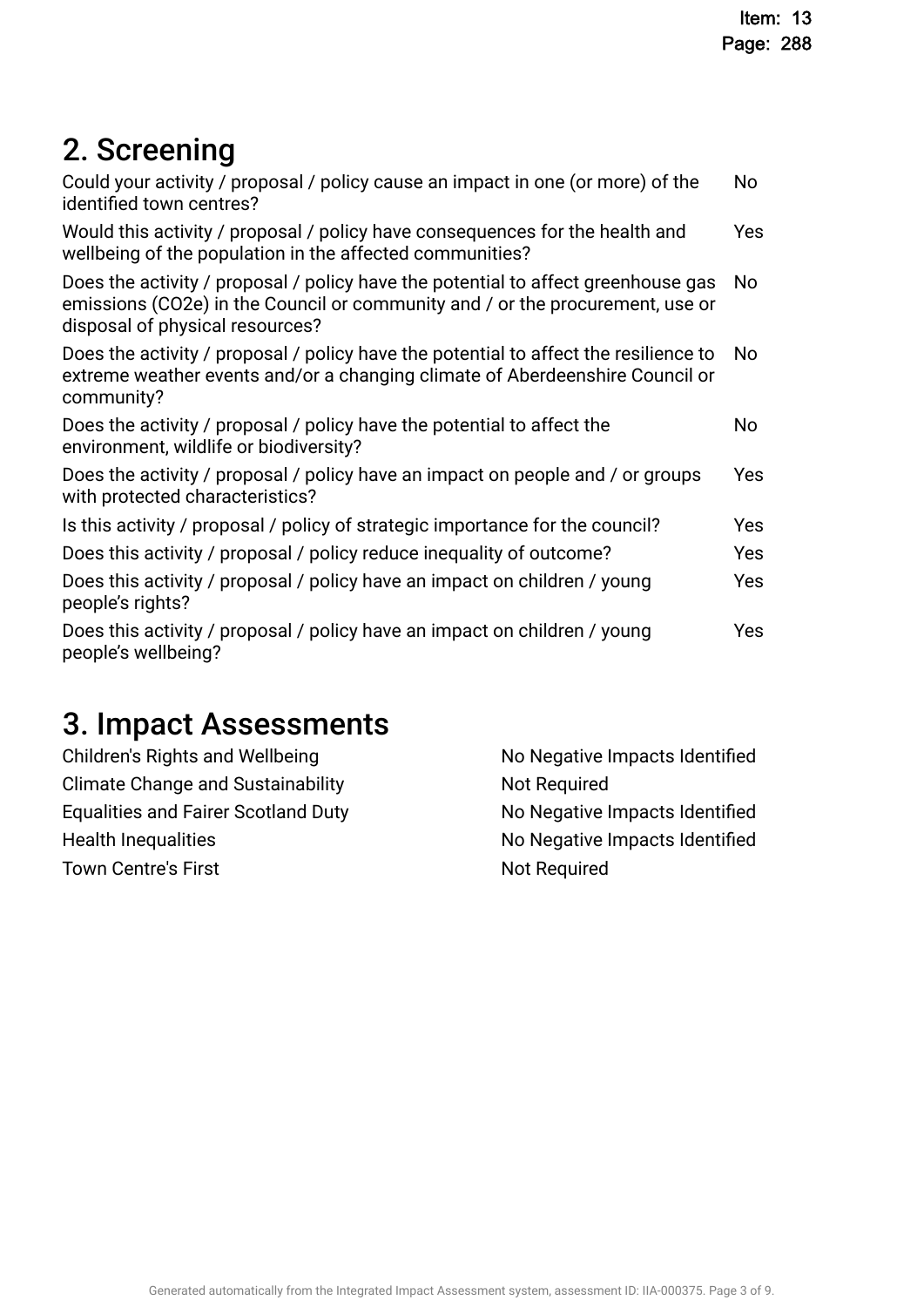## 2. Screening

| | |
|---|---|
| Could your activity / proposal / policy cause an impact in one (or more) of the identified town centres? | No |
| Would this activity / proposal / policy have consequences for the health and wellbeing of the population in the affected communities? | Yes |
| Does the activity / proposal / policy have the potential to affect greenhouse gas emissions (CO2e) in the Council or community and / or the procurement, use or disposal of physical resources? | No |
| Does the activity / proposal / policy have the potential to affect the resilience to extreme weather events and/or a changing climate of Aberdeenshire Council or community? | No |
| Does the activity / proposal / policy have the potential to affect the environment, wildlife or biodiversity? | No |
| Does the activity / proposal / policy have an impact on people and / or groups with protected characteristics? | Yes |
| Is this activity / proposal / policy of strategic importance for the council? | Yes |
| Does this activity / proposal / policy reduce inequality of outcome? | Yes |
| Does this activity / proposal / policy have an impact on children / young people's rights? | Yes |
| Does this activity / proposal / policy have an impact on children / young people's wellbeing? | Yes |

## 3. Impact Assessments

| | |
|---|---|
| Children's Rights and Wellbeing | No Negative Impacts Identified |
| Climate Change and Sustainability | Not Required |
| Equalities and Fairer Scotland Duty | No Negative Impacts Identified |
| Health Inequalities | No Negative Impacts Identified |
| Town Centre's First | Not Required |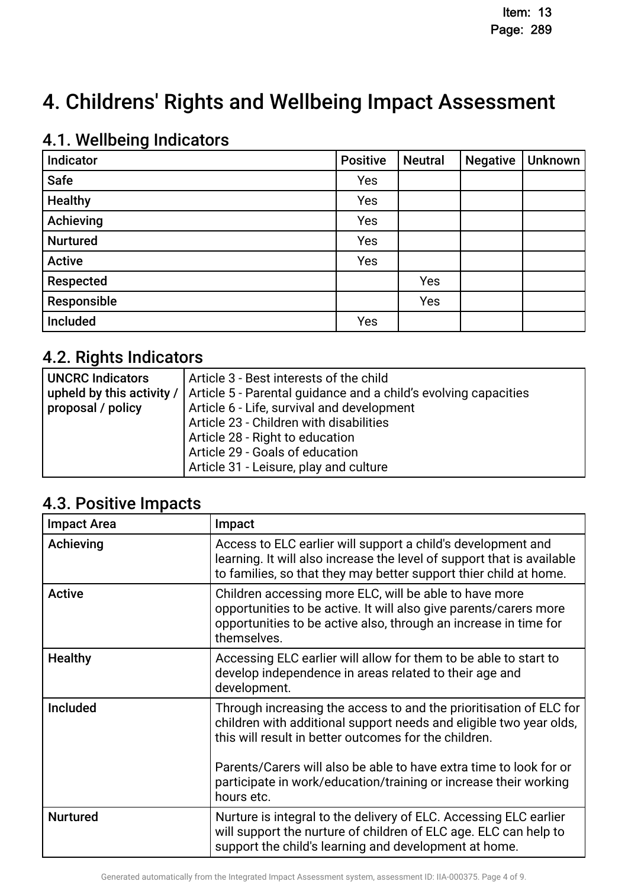# 4. Childrens' Rights and Wellbeing Impact Assessment

## 4.1. Wellbeing Indicators

| Indicator | Positive | Neutral | Negative | Unknown |
|---|---|---|---|---|
| Safe | Yes | | | |
| Healthy | Yes | | | |
| Achieving | Yes | | | |
| Nurtured | Yes | | | |
| Active | Yes | | | |
| Respected | | Yes | | |
| Responsible | | Yes | | |
| Included | Yes | | | |

## 4.2. Rights Indicators

| UNCRC Indicators upheld by this activity / proposal / policy | Article 3 - Best interests of the child<br>Article 5 - Parental guidance and a child's evolving capacities<br>Article 6 - Life, survival and development<br>Article 23 - Children with disabilities<br>Article 28 - Right to education<br>Article 29 - Goals of education<br>Article 31 - Leisure, play and culture |
|---|---|

## 4.3. Positive Impacts

| Impact Area | Impact |
|---|---|
| Achieving | Access to ELC earlier will support a child's development and learning. It will also increase the level of support that is available to families, so that they may better support thier child at home. |
| Active | Children accessing more ELC, will be able to have more opportunities to be active. It will also give parents/carers more opportunities to be active also, through an increase in time for themselves. |
| Healthy | Accessing ELC earlier will allow for them to be able to start to develop independence in areas related to their age and development. |
| Included | Through increasing the access to and the prioritisation of ELC for children with additional support needs and eligible two year olds, this will result in better outcomes for the children.<br><br>Parents/Carers will also be able to have extra time to look for or participate in work/education/training or increase their working hours etc. |
| Nurtured | Nurture is integral to the delivery of ELC. Accessing ELC earlier will support the nurture of children of ELC age. ELC can help to support the child's learning and development at home. |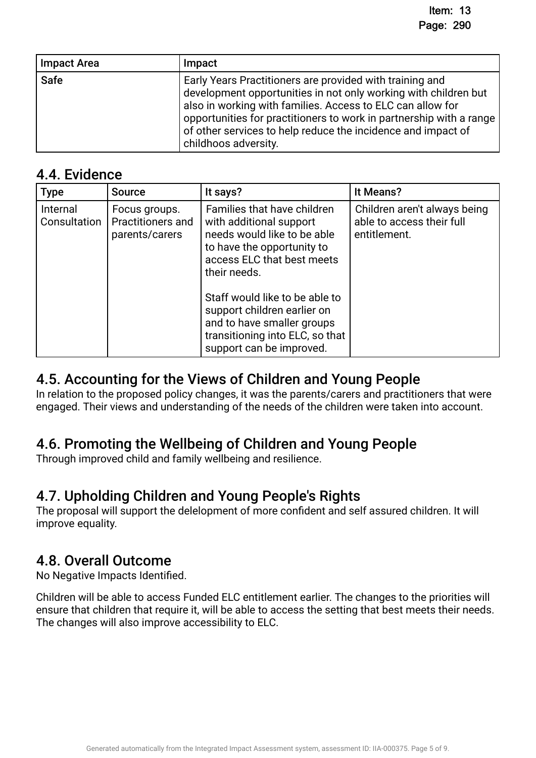| Impact Area | Impact |
| --- | --- |
| Safe | Early Years Practitioners are provided with training and development opportunities in not only working with children but also in working with families. Access to ELC can allow for opportunities for practitioners to work in partnership with a range of other services to help reduce the incidence and impact of childhoos adversity. |

## 4.4. Evidence

| Type | Source | It says? | It Means? |
| --- | --- | --- | --- |
| Internal Consultation | Focus groups. Practitioners and parents/carers | Families that have children with additional support needs would like to be able to have the opportunity to access ELC that best meets their needs.<br><br>Staff would like to be able to support children earlier on and to have smaller groups transitioning into ELC, so that support can be improved. | Children aren't always being able to access their full entitlement. |

## 4.5. Accounting for the Views of Children and Young People

In relation to the proposed policy changes, it was the parents/carers and practitioners that were engaged. Their views and understanding of the needs of the children were taken into account.

## 4.6. Promoting the Wellbeing of Children and Young People

Through improved child and family wellbeing and resilience.

## 4.7. Upholding Children and Young People's Rights

The proposal will support the delelopment of more confident and self assured children. It will improve equality.

## 4.8. Overall Outcome

No Negative Impacts Identified.

Children will be able to access Funded ELC entitlement earlier. The changes to the priorities will ensure that children that require it, will be able to access the setting that best meets their needs. The changes will also improve accessibility to ELC.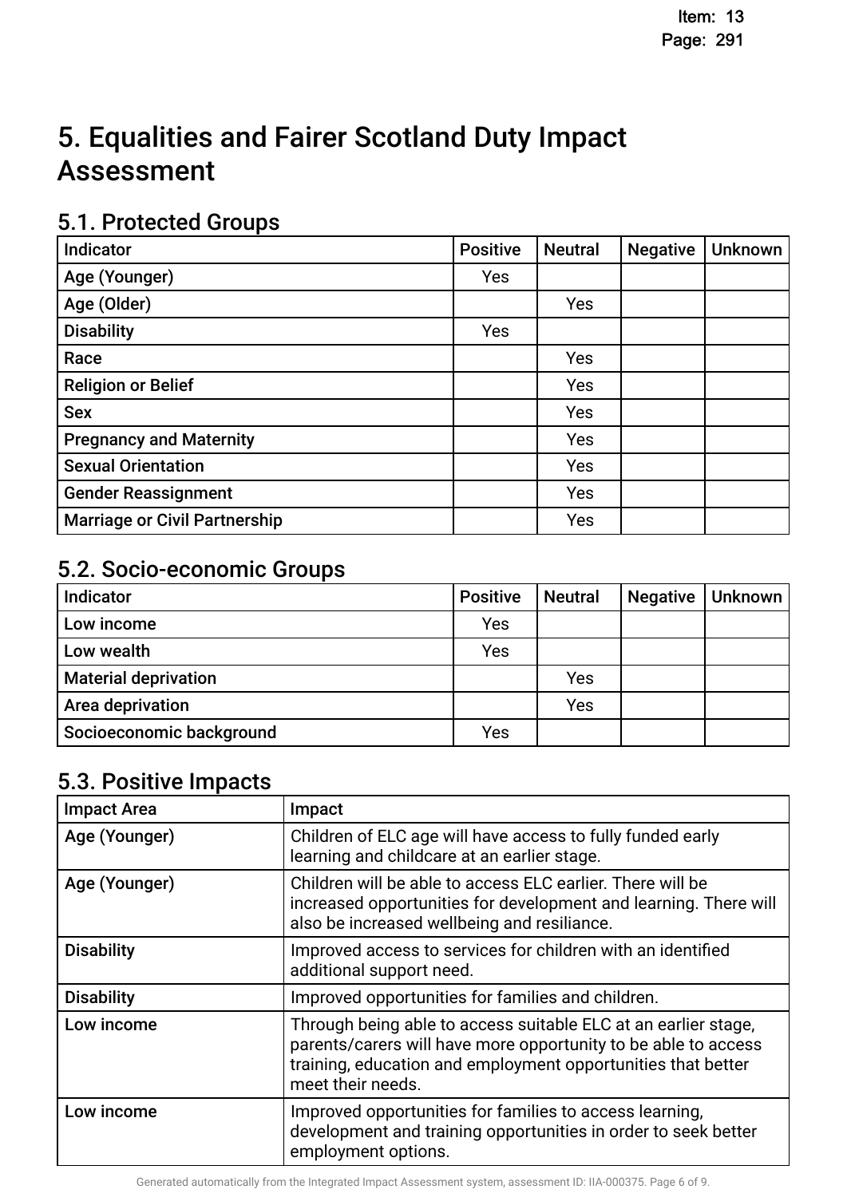# 5. Equalities and Fairer Scotland Duty Impact Assessment

## 5.1. Protected Groups

| Indicator | Positive | Neutral | Negative | Unknown |
|---|---|---|---|---|
| Age (Younger) | Yes | | | |
| Age (Older) | | Yes | | |
| Disability | Yes | | | |
| Race | | Yes | | |
| Religion or Belief | | Yes | | |
| Sex | | Yes | | |
| Pregnancy and Maternity | | Yes | | |
| Sexual Orientation | | Yes | | |
| Gender Reassignment | | Yes | | |
| Marriage or Civil Partnership | | Yes | | |

## 5.2. Socio-economic Groups

| Indicator | Positive | Neutral | Negative | Unknown |
|---|---|---|---|---|
| Low income | Yes | | | |
| Low wealth | Yes | | | |
| Material deprivation | | Yes | | |
| Area deprivation | | Yes | | |
| Socioeconomic background | Yes | | | |

## 5.3. Positive Impacts

| Impact Area | Impact |
|---|---|
| Age (Younger) | Children of ELC age will have access to fully funded early learning and childcare at an earlier stage. |
| Age (Younger) | Children will be able to access ELC earlier. There will be increased opportunities for development and learning. There will also be increased wellbeing and resiliance. |
| Disability | Improved access to services for children with an identified additional support need. |
| Disability | Improved opportunities for families and children. |
| Low income | Through being able to access suitable ELC at an earlier stage, parents/carers will have more opportunity to be able to access training, education and employment opportunities that better meet their needs. |
| Low income | Improved opportunities for families to access learning, development and training opportunities in order to seek better employment options. |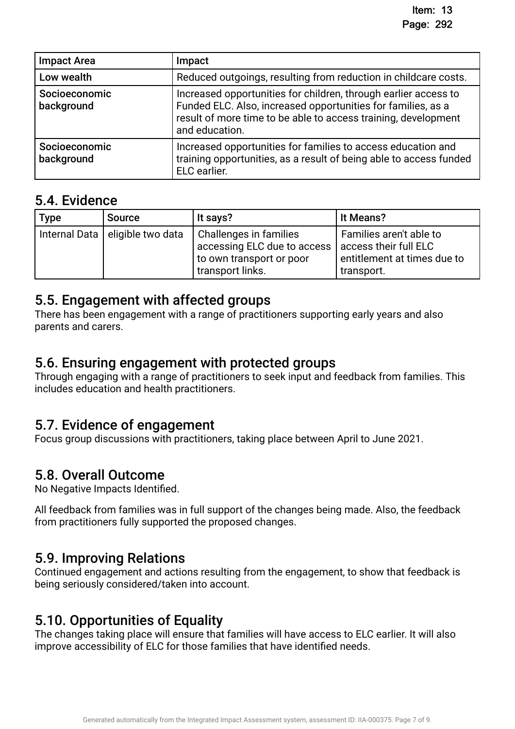| Impact Area | Impact |
| --- | --- |
| Low wealth | Reduced outgoings, resulting from reduction in childcare costs. |
| Socioeconomic background | Increased opportunities for children, through earlier access to Funded ELC. Also, increased opportunities for families, as a result of more time to be able to access training, development and education. |
| Socioeconomic background | Increased opportunities for families to access education and training opportunities, as a result of being able to access funded ELC earlier. |

## 5.4. Evidence

| Type | Source | It says? | It Means? |
| --- | --- | --- | --- |
| Internal Data | eligible two data | Challenges in families accessing ELC due to access to own transport or poor transport links. | Families aren't able to access their full ELC entitlement at times due to transport. |

## 5.5. Engagement with affected groups

There has been engagement with a range of practitioners supporting early years and also parents and carers.

## 5.6. Ensuring engagement with protected groups

Through engaging with a range of practitioners to seek input and feedback from families. This includes education and health practitioners.

## 5.7. Evidence of engagement

Focus group discussions with practitioners, taking place between April to June 2021.

## 5.8. Overall Outcome

No Negative Impacts Identified.

All feedback from families was in full support of the changes being made. Also, the feedback from practitioners fully supported the proposed changes.

## 5.9. Improving Relations

Continued engagement and actions resulting from the engagement, to show that feedback is being seriously considered/taken into account.

## 5.10. Opportunities of Equality

The changes taking place will ensure that families will have access to ELC earlier. It will also improve accessibility of ELC for those families that have identified needs.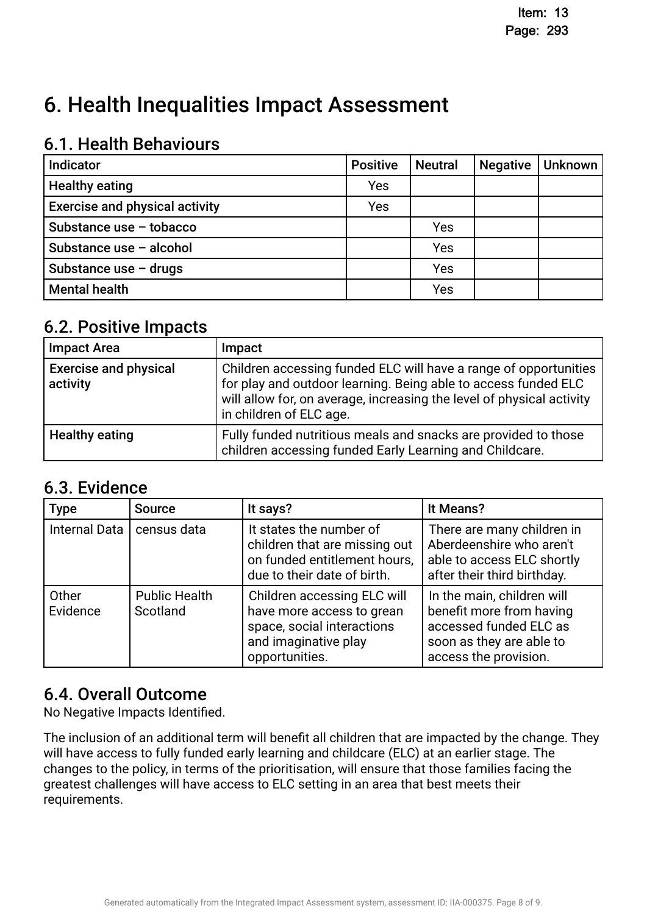# 6. Health Inequalities Impact Assessment

## 6.1. Health Behaviours

| Indicator | Positive | Neutral | Negative | Unknown |
|---|---|---|---|---|
| **Healthy eating** | Yes | | | |
| **Exercise and physical activity** | Yes | | | |
| **Substance use – tobacco** | | Yes | | |
| **Substance use – alcohol** | | Yes | | |
| **Substance use – drugs** | | Yes | | |
| **Mental health** | | Yes | | |

## 6.2. Positive Impacts

| Impact Area | Impact |
|---|---|
| **Exercise and physical activity** | Children accessing funded ELC will have a range of opportunities for play and outdoor learning. Being able to access funded ELC will allow for, on average, increasing the level of physical activity in children of ELC age. |
| **Healthy eating** | Fully funded nutritious meals and snacks are provided to those children accessing funded Early Learning and Childcare. |

## 6.3. Evidence

| Type | Source | It says? | It Means? |
|---|---|---|---|
| Internal Data | census data | It states the number of children that are missing out on funded entitlement hours, due to their date of birth. | There are many children in Aberdeenshire who aren't able to access ELC shortly after their third birthday. |
| Other Evidence | Public Health Scotland | Children accessing ELC will have more access to grean space, social interactions and imaginative play opportunities. | In the main, children will benefit more from having accessed funded ELC as soon as they are able to access the provision. |

## 6.4. Overall Outcome

No Negative Impacts Identified.

The inclusion of an additional term will benefit all children that are impacted by the change. They will have access to fully funded early learning and childcare (ELC) at an earlier stage. The changes to the policy, in terms of the prioritisation, will ensure that those families facing the greatest challenges will have access to ELC setting in an area that best meets their requirements.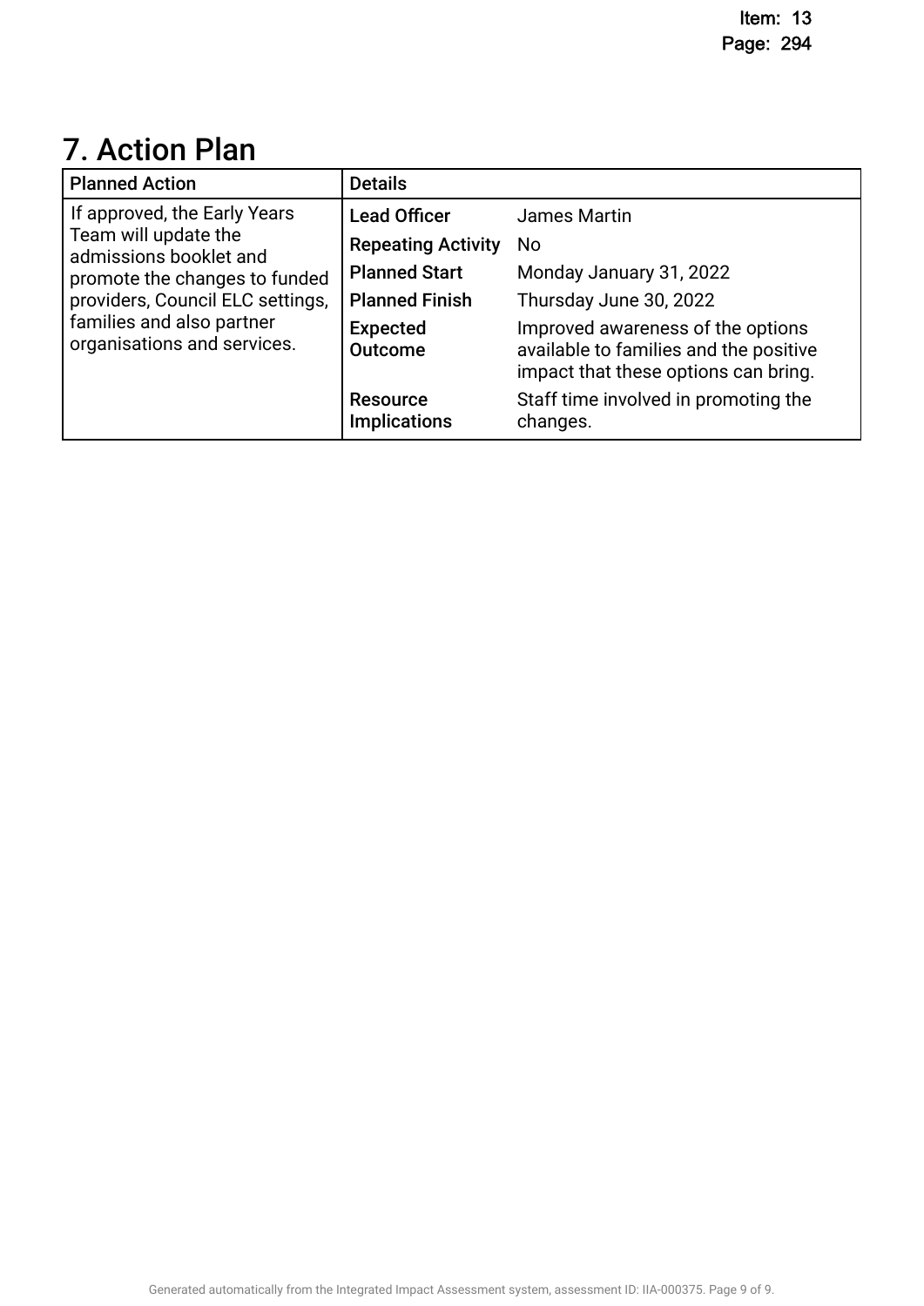# 7. Action Plan

| Planned Action | Details | |
|---|---|---|
| If approved, the Early Years Team will update the admissions booklet and promote the changes to funded providers, Council ELC settings, families and also partner organisations and services. | **Lead Officer** | James Martin |
| | **Repeating Activity** | No |
| | **Planned Start** | Monday January 31, 2022 |
| | **Planned Finish** | Thursday June 30, 2022 |
| | **Expected Outcome** | Improved awareness of the options available to families and the positive impact that these options can bring. |
| | **Resource Implications** | Staff time involved in promoting the changes. |